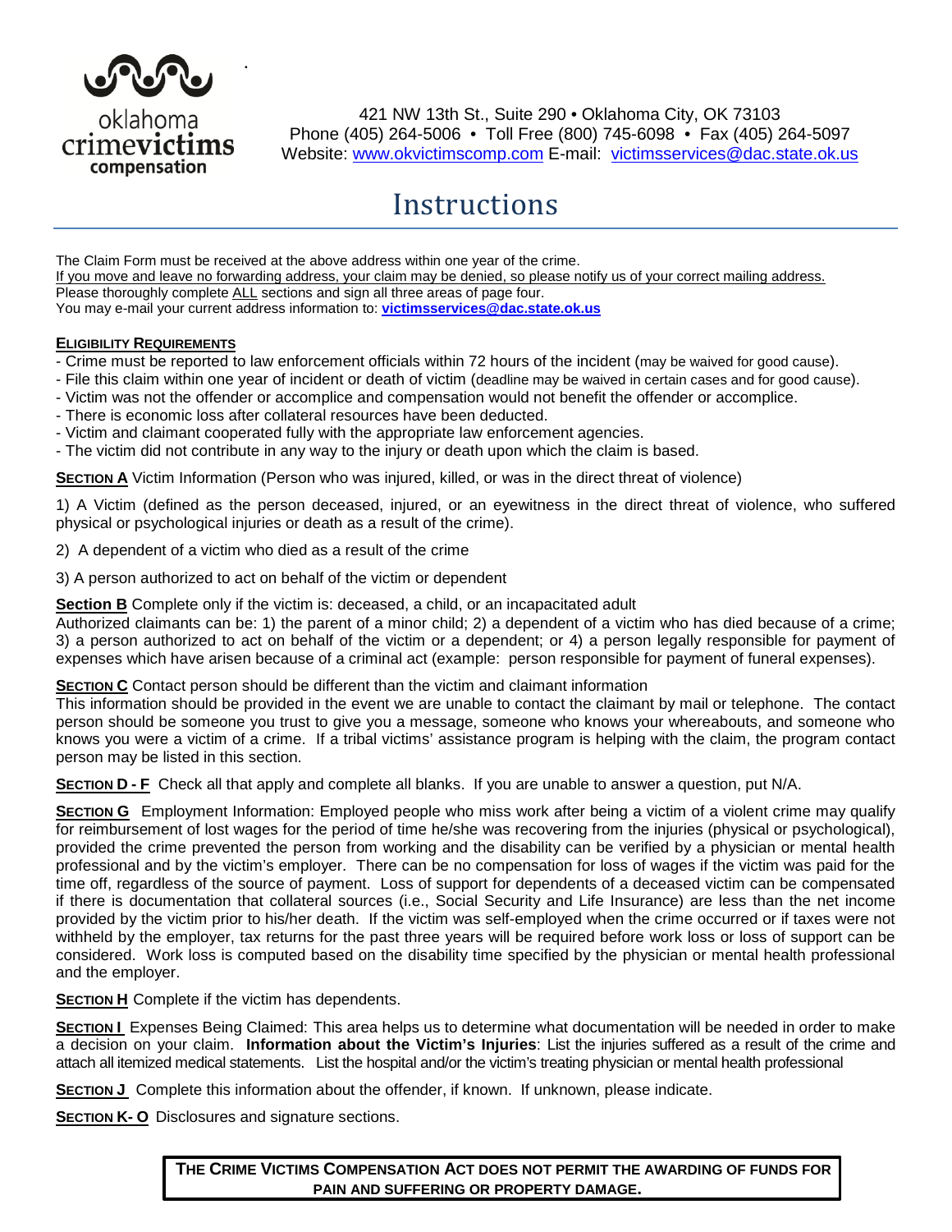oklahoma **crimevictims** compensation

421 NW 13th St., Suite 290 • Oklahoma City, OK 73103
Phone (405) 264-5006 • Toll Free (800) 745-6098 • Fax (405) 264-5097
Website: www.okvictimscomp.com E-mail: victimsservices@dac.state.ok.us

# Instructions

The Claim Form must be received at the above address within one year of the crime.
If you move and leave no forwarding address, your claim may be denied, so please notify us of your correct mailing address.
Please thoroughly complete ALL sections and sign all three areas of page four.
You may e-mail your current address information to: **victimsservices@dac.state.ok.us**

**ELIGIBILITY REQUIREMENTS**

- Crime must be reported to law enforcement officials within 72 hours of the incident (may be waived for good cause).
- File this claim within one year of incident or death of victim (deadline may be waived in certain cases and for good cause).
- Victim was not the offender or accomplice and compensation would not benefit the offender or accomplice.
- There is economic loss after collateral resources have been deducted.
- Victim and claimant cooperated fully with the appropriate law enforcement agencies.
- The victim did not contribute in any way to the injury or death upon which the claim is based.

**SECTION A** Victim Information (Person who was injured, killed, or was in the direct threat of violence)

1) A Victim (defined as the person deceased, injured, or an eyewitness in the direct threat of violence, who suffered physical or psychological injuries or death as a result of the crime).

2) A dependent of a victim who died as a result of the crime

3) A person authorized to act on behalf of the victim or dependent

**Section B** Complete only if the victim is: deceased, a child, or an incapacitated adult
Authorized claimants can be: 1) the parent of a minor child; 2) a dependent of a victim who has died because of a crime; 3) a person authorized to act on behalf of the victim or a dependent; or 4) a person legally responsible for payment of expenses which have arisen because of a criminal act (example: person responsible for payment of funeral expenses).

**SECTION C** Contact person should be different than the victim and claimant information
This information should be provided in the event we are unable to contact the claimant by mail or telephone. The contact person should be someone you trust to give you a message, someone who knows your whereabouts, and someone who knows you were a victim of a crime. If a tribal victims' assistance program is helping with the claim, the program contact person may be listed in this section.

**SECTION D - F** Check all that apply and complete all blanks. If you are unable to answer a question, put N/A.

**SECTION G** Employment Information: Employed people who miss work after being a victim of a violent crime may qualify for reimbursement of lost wages for the period of time he/she was recovering from the injuries (physical or psychological), provided the crime prevented the person from working and the disability can be verified by a physician or mental health professional and by the victim's employer. There can be no compensation for loss of wages if the victim was paid for the time off, regardless of the source of payment. Loss of support for dependents of a deceased victim can be compensated if there is documentation that collateral sources (i.e., Social Security and Life Insurance) are less than the net income provided by the victim prior to his/her death. If the victim was self-employed when the crime occurred or if taxes were not withheld by the employer, tax returns for the past three years will be required before work loss or loss of support can be considered. Work loss is computed based on the disability time specified by the physician or mental health professional and the employer.

**SECTION H** Complete if the victim has dependents.

**SECTION I** Expenses Being Claimed: This area helps us to determine what documentation will be needed in order to make a decision on your claim. **Information about the Victim's Injuries**: List the injuries suffered as a result of the crime and attach all itemized medical statements. List the hospital and/or the victim's treating physician or mental health professional

**SECTION J** Complete this information about the offender, if known. If unknown, please indicate.

**SECTION K- O** Disclosures and signature sections.

**THE CRIME VICTIMS COMPENSATION ACT DOES NOT PERMIT THE AWARDING OF FUNDS FOR PAIN AND SUFFERING OR PROPERTY DAMAGE.**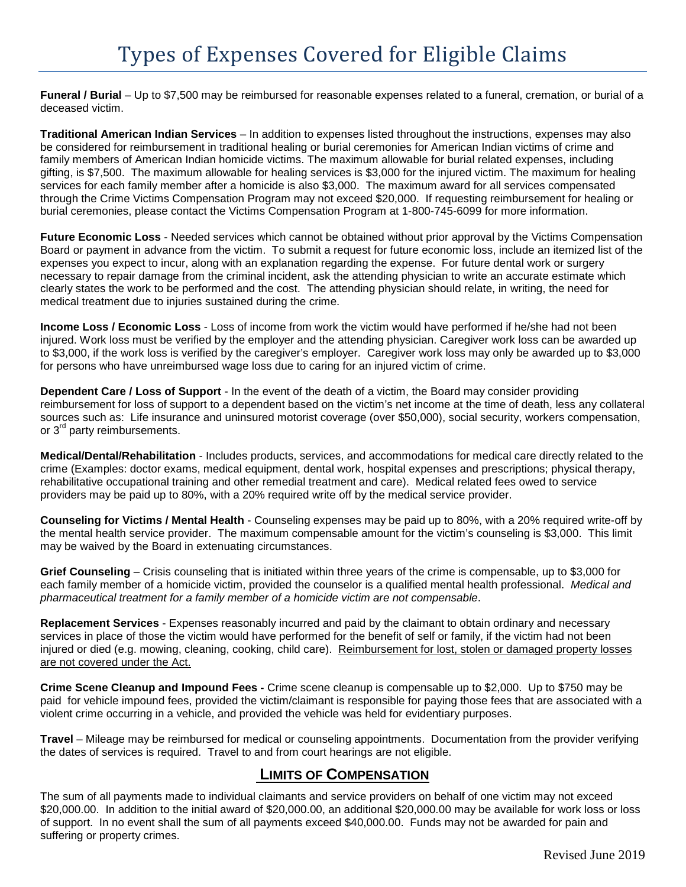# Types of Expenses Covered for Eligible Claims

**Funeral / Burial** – Up to $7,500 may be reimbursed for reasonable expenses related to a funeral, cremation, or burial of a deceased victim.

**Traditional American Indian Services** – In addition to expenses listed throughout the instructions, expenses may also be considered for reimbursement in traditional healing or burial ceremonies for American Indian victims of crime and family members of American Indian homicide victims. The maximum allowable for burial related expenses, including gifting, is $7,500. The maximum allowable for healing services is $3,000 for the injured victim. The maximum for healing services for each family member after a homicide is also $3,000. The maximum award for all services compensated through the Crime Victims Compensation Program may not exceed $20,000. If requesting reimbursement for healing or burial ceremonies, please contact the Victims Compensation Program at 1-800-745-6099 for more information.

**Future Economic Loss** - Needed services which cannot be obtained without prior approval by the Victims Compensation Board or payment in advance from the victim. To submit a request for future economic loss, include an itemized list of the expenses you expect to incur, along with an explanation regarding the expense. For future dental work or surgery necessary to repair damage from the criminal incident, ask the attending physician to write an accurate estimate which clearly states the work to be performed and the cost. The attending physician should relate, in writing, the need for medical treatment due to injuries sustained during the crime.

**Income Loss / Economic Loss** - Loss of income from work the victim would have performed if he/she had not been injured. Work loss must be verified by the employer and the attending physician. Caregiver work loss can be awarded up to $3,000, if the work loss is verified by the caregiver's employer. Caregiver work loss may only be awarded up to $3,000 for persons who have unreimbursed wage loss due to caring for an injured victim of crime.

**Dependent Care / Loss of Support** - In the event of the death of a victim, the Board may consider providing reimbursement for loss of support to a dependent based on the victim's net income at the time of death, less any collateral sources such as: Life insurance and uninsured motorist coverage (over $50,000), social security, workers compensation, or 3rd party reimbursements.

**Medical/Dental/Rehabilitation** - Includes products, services, and accommodations for medical care directly related to the crime (Examples: doctor exams, medical equipment, dental work, hospital expenses and prescriptions; physical therapy, rehabilitative occupational training and other remedial treatment and care). Medical related fees owed to service providers may be paid up to 80%, with a 20% required write off by the medical service provider.

**Counseling for Victims / Mental Health** - Counseling expenses may be paid up to 80%, with a 20% required write-off by the mental health service provider. The maximum compensable amount for the victim's counseling is $3,000. This limit may be waived by the Board in extenuating circumstances.

**Grief Counseling** – Crisis counseling that is initiated within three years of the crime is compensable, up to $3,000 for each family member of a homicide victim, provided the counselor is a qualified mental health professional. *Medical and pharmaceutical treatment for a family member of a homicide victim are not compensable*.

**Replacement Services** - Expenses reasonably incurred and paid by the claimant to obtain ordinary and necessary services in place of those the victim would have performed for the benefit of self or family, if the victim had not been injured or died (e.g. mowing, cleaning, cooking, child care). Reimbursement for lost, stolen or damaged property losses are not covered under the Act.

**Crime Scene Cleanup and Impound Fees -** Crime scene cleanup is compensable up to $2,000. Up to $750 may be paid for vehicle impound fees, provided the victim/claimant is responsible for paying those fees that are associated with a violent crime occurring in a vehicle, and provided the vehicle was held for evidentiary purposes.

**Travel** – Mileage may be reimbursed for medical or counseling appointments. Documentation from the provider verifying the dates of services is required. Travel to and from court hearings are not eligible.

## LIMITS OF COMPENSATION

The sum of all payments made to individual claimants and service providers on behalf of one victim may not exceed $20,000.00. In addition to the initial award of $20,000.00, an additional $20,000.00 may be available for work loss or loss of support. In no event shall the sum of all payments exceed $40,000.00. Funds may not be awarded for pain and suffering or property crimes.

Revised June 2019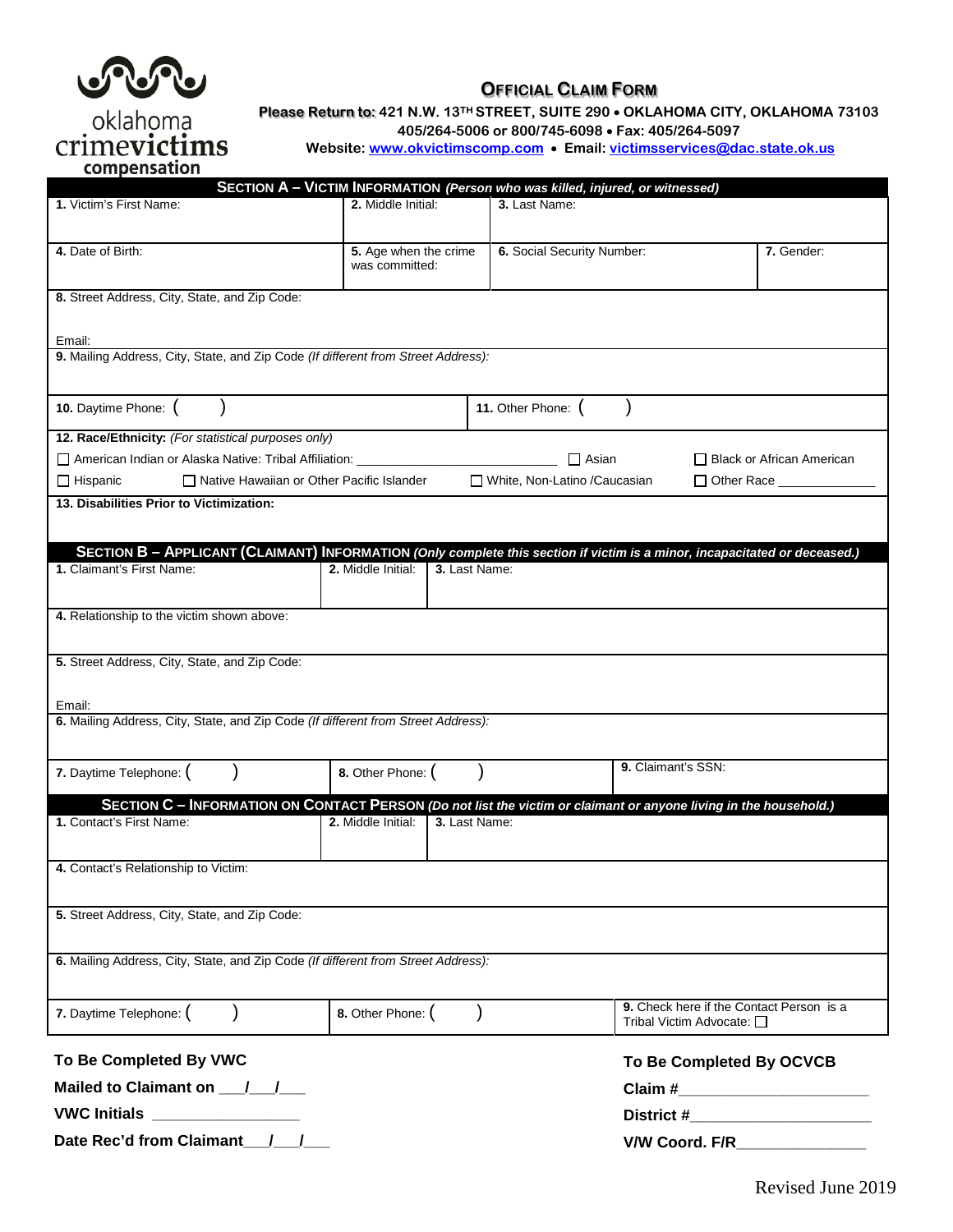oklahoma crimevictims compensation

# OFFICIAL CLAIM FORM

**Please Return to:** 421 N.W. 13TH STREET, SUITE 290 • OKLAHOMA CITY, OKLAHOMA 73103
405/264-5006 or 800/745-6098 • Fax: 405/264-5097
**Website:** www.okvictimscomp.com • **Email:** victimsservices@dac.state.ok.us

## SECTION A – VICTIM INFORMATION *(Person who was killed, injured, or witnessed)*

| **1.** Victim's First Name: | **2.** Middle Initial: | **3.** Last Name: | |
|---|---|---|---|
| **4.** Date of Birth: | **5.** Age when the crime was committed: | **6.** Social Security Number: | **7.** Gender: |

**8.** Street Address, City, State, and Zip Code:

Email:

**9.** Mailing Address, City, State, and Zip Code *(If different from Street Address)*:

| **10.** Daytime Phone: ( ) | **11.** Other Phone: ( ) |
|---|---|

**12. Race/Ethnicity:** *(For statistical purposes only)*

- ☐ American Indian or Alaska Native: Tribal Affiliation: ______________________
- ☐ Asian
- ☐ Black or African American
- ☐ Hispanic
- ☐ Native Hawaiian or Other Pacific Islander
- ☐ White, Non-Latino /Caucasian
- ☐ Other Race ____________

**13. Disabilities Prior to Victimization:**

## SECTION B – APPLICANT (CLAIMANT) INFORMATION *(Only complete this section if victim is a minor, incapacitated or deceased.)*

| **1.** Claimant's First Name: | **2.** Middle Initial: | **3.** Last Name: |
|---|---|---|

**4.** Relationship to the victim shown above:

**5.** Street Address, City, State, and Zip Code:

Email:

**6.** Mailing Address, City, State, and Zip Code *(If different from Street Address)*:

| **7.** Daytime Telephone: ( ) | **8.** Other Phone: ( ) | **9.** Claimant's SSN: |
|---|---|---|

## SECTION C – INFORMATION ON CONTACT PERSON *(Do not list the victim or claimant or anyone living in the household.)*

| **1.** Contact's First Name: | **2.** Middle Initial: | **3.** Last Name: |
|---|---|---|

**4.** Contact's Relationship to Victim:

**5.** Street Address, City, State, and Zip Code:

**6.** Mailing Address, City, State, and Zip Code *(If different from Street Address)*:

| **7.** Daytime Telephone: ( ) | **8.** Other Phone: ( ) | **9.** Check here if the Contact Person is a Tribal Victim Advocate: ☐ |
|---|---|---|

**To Be Completed By VWC**

**Mailed to Claimant on** ___/___/___

**VWC Initials** _______________

**Date Rec'd from Claimant**___/___/___

**To Be Completed By OCVCB**

**Claim #**_____________________

**District #**_____________________

**V/W Coord. F/R**______________

Revised June 2019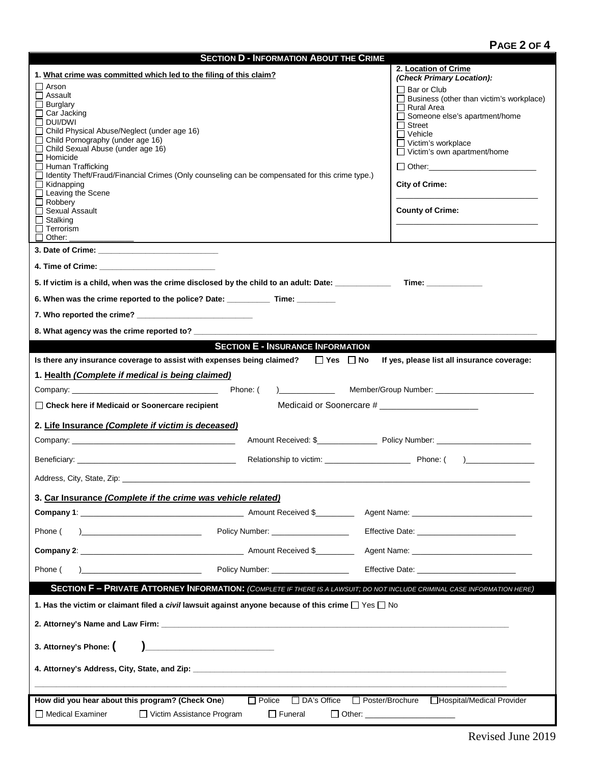## SECTION D - INFORMATION ABOUT THE CRIME

**1. What crime was committed which led to the filing of this claim?**

- ☐ Arson
- ☐ Assault
- ☐ Burglary
- ☐ Car Jacking
- ☐ DUI/DWI
- ☐ Child Physical Abuse/Neglect (under age 16)
- ☐ Child Pornography (under age 16)
- ☐ Child Sexual Abuse (under age 16)
- ☐ Homicide
- ☐ Human Trafficking
- ☐ Identity Theft/Fraud/Financial Crimes (Only counseling can be compensated for this crime type.)
- ☐ Kidnapping
- ☐ Leaving the Scene
- ☐ Robbery
- ☐ Sexual Assault
- ☐ Stalking
- ☐ Terrorism
- ☐ Other: _______________

**2. Location of Crime**
***(Check Primary Location):***

- ☐ Bar or Club
- ☐ Business (other than victim's workplace)
- ☐ Rural Area
- ☐ Someone else's apartment/home
- ☐ Street
- ☐ Vehicle
- ☐ Victim's workplace
- ☐ Victim's own apartment/home
- ☐ Other: _________________________

**City of Crime:** _________________________________

**County of Crime:** _________________________________

**3. Date of Crime:** ____________________________

**4. Time of Crime:** ___________________________

**5. If victim is a child, when was the crime disclosed by the child to an adult: Date:** _____________ **Time:** _____________

**6. When was the crime reported to the police? Date:** __________ **Time:** _________

**7. Who reported the crime?** ___________________________

**8. What agency was the crime reported to?** ______________________________________________

## SECTION E - INSURANCE INFORMATION

**Is there any insurance coverage to assist with expenses being claimed?** ☐ **Yes** ☐ **No** **If yes, please list all insurance coverage:**

**1. Health *(Complete if medical is being claimed)***

Company: _________________________________ Phone: ( )_____________ Member/Group Number: _______________________

☐ **Check here if Medicaid or Soonercare recipient** Medicaid or Soonercare # _____________________

**2. Life Insurance *(Complete if victim is deceased)***

Company: _____________________________________ Amount Received: $______________ Policy Number: ______________________

Beneficiary: ___________________________________ Relationship to victim: ____________________ Phone: ( )________________

Address, City, State, Zip: ______________________________________________________________________________________

**3. Car Insurance *(Complete if the crime was vehicle related)***

**Company 1**: _____________________________________ Amount Received $_________ Agent Name: ____________________________

Phone ( )___________________________ Policy Number: __________________ Effective Date: _______________________

**Company 2**: _____________________________________ Amount Received $_________ Agent Name: ____________________________

Phone ( )___________________________ Policy Number: __________________ Effective Date: _______________________

## SECTION F – PRIVATE ATTORNEY INFORMATION: *(COMPLETE IF THERE IS A LAWSUIT; DO NOT INCLUDE CRIMINAL CASE INFORMATION HERE)*

**1. Has the victim or claimant filed a *civil* lawsuit against anyone because of this crime** ☐ Yes ☐ No

**2. Attorney's Name and Law Firm:** ___________________________________________________________________________

**3. Attorney's Phone: ( )**___________________________

**4. Attorney's Address, City, State, and Zip:** ___________________________________________________________________

___________________________________________________________________________________________________

**How did you hear about this program? (Check One)** ☐ Police ☐ DA's Office ☐ Poster/Brochure ☐ Hospital/Medical Provider ☐ Medical Examiner ☐ Victim Assistance Program ☐ Funeral ☐ Other: ____________________

Revised June 2019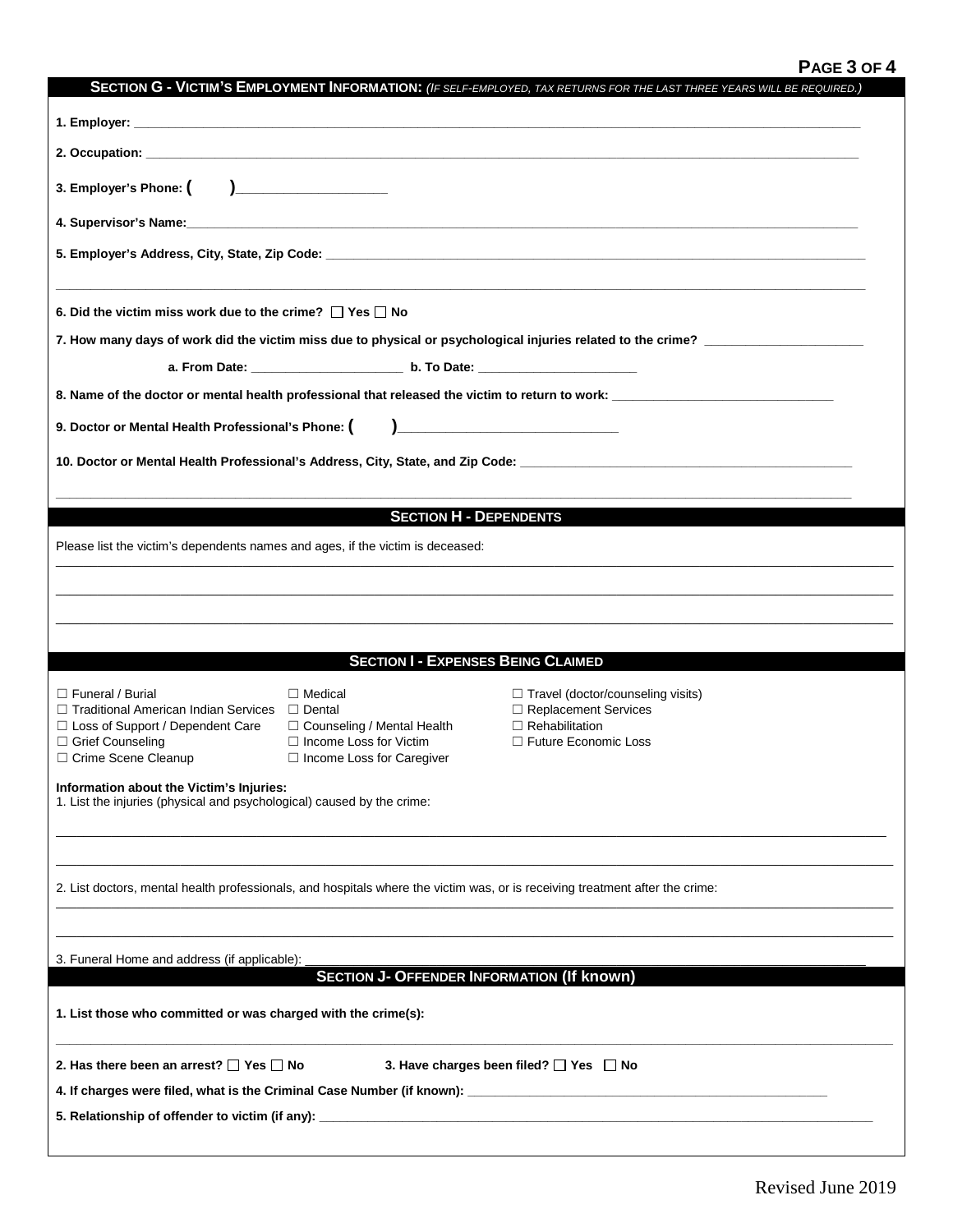## SECTION G - VICTIM'S EMPLOYMENT INFORMATION: *(IF SELF-EMPLOYED, TAX RETURNS FOR THE LAST THREE YEARS WILL BE REQUIRED.)*

**1. Employer:** ___________________________________________

**2. Occupation:** ___________________________________________

**3. Employer's Phone: (    )**___________________

**4. Supervisor's Name:**___________________________________________

**5. Employer's Address, City, State, Zip Code:** ___________________________________________

___________________________________________

**6. Did the victim miss work due to the crime?** ☐ **Yes** ☐ **No**

**7. How many days of work did the victim miss due to physical or psychological injuries related to the crime?** ____________________

**a. From Date:** ____________________ **b. To Date:** ____________________

**8. Name of the doctor or mental health professional that released the victim to return to work:** ____________________________

**9. Doctor or Mental Health Professional's Phone: (    )**____________________________

**10. Doctor or Mental Health Professional's Address, City, State, and Zip Code:** ___________________________________________

___________________________________________

## SECTION H - DEPENDENTS

Please list the victim's dependents names and ages, if the victim is deceased:

___________________________________________

___________________________________________

___________________________________________

## SECTION I - EXPENSES BEING CLAIMED

☐ Funeral / Burial
☐ Traditional American Indian Services
☐ Loss of Support / Dependent Care
☐ Grief Counseling
☐ Crime Scene Cleanup
☐ Medical
☐ Dental
☐ Counseling / Mental Health
☐ Income Loss for Victim
☐ Income Loss for Caregiver
☐ Travel (doctor/counseling visits)
☐ Replacement Services
☐ Rehabilitation
☐ Future Economic Loss

**Information about the Victim's Injuries:**
1. List the injuries (physical and psychological) caused by the crime:

___________________________________________

___________________________________________

2. List doctors, mental health professionals, and hospitals where the victim was, or is receiving treatment after the crime:

___________________________________________

___________________________________________

3. Funeral Home and address (if applicable): ___________________________________________

## SECTION J- OFFENDER INFORMATION (If known)

**1. List those who committed or was charged with the crime(s):**

___________________________________________

**2. Has there been an arrest?** ☐ **Yes** ☐ **No** **3. Have charges been filed?** ☐ **Yes** ☐ **No**

**4. If charges were filed, what is the Criminal Case Number (if known):** ____________________________

**5. Relationship of offender to victim (if any):** ___________________________________________

Revised June 2019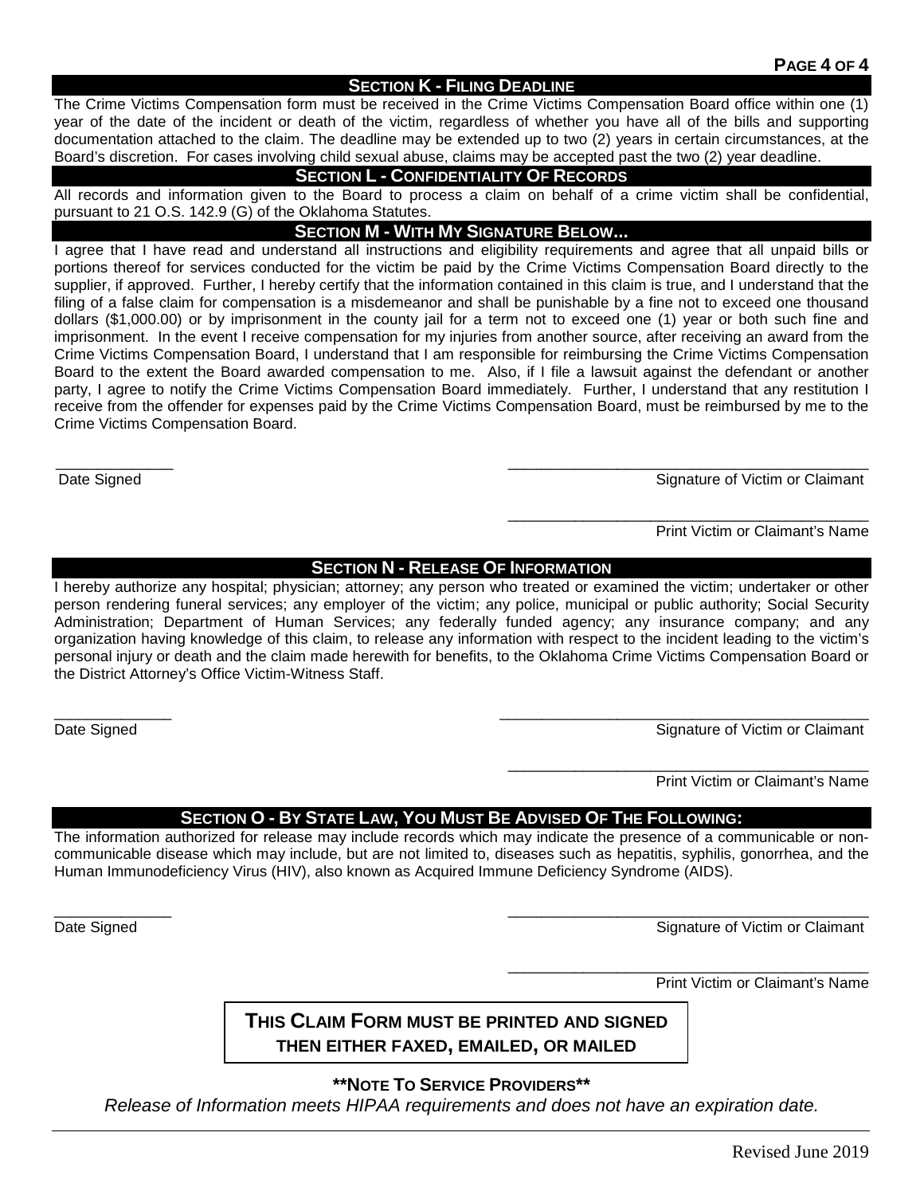## SECTION K - FILING DEADLINE

The Crime Victims Compensation form must be received in the Crime Victims Compensation Board office within one (1) year of the date of the incident or death of the victim, regardless of whether you have all of the bills and supporting documentation attached to the claim. The deadline may be extended up to two (2) years in certain circumstances, at the Board's discretion. For cases involving child sexual abuse, claims may be accepted past the two (2) year deadline.

## SECTION L - CONFIDENTIALITY OF RECORDS

All records and information given to the Board to process a claim on behalf of a crime victim shall be confidential, pursuant to 21 O.S. 142.9 (G) of the Oklahoma Statutes.

## SECTION M - WITH MY SIGNATURE BELOW...

I agree that I have read and understand all instructions and eligibility requirements and agree that all unpaid bills or portions thereof for services conducted for the victim be paid by the Crime Victims Compensation Board directly to the supplier, if approved. Further, I hereby certify that the information contained in this claim is true, and I understand that the filing of a false claim for compensation is a misdemeanor and shall be punishable by a fine not to exceed one thousand dollars ($1,000.00) or by imprisonment in the county jail for a term not to exceed one (1) year or both such fine and imprisonment. In the event I receive compensation for my injuries from another source, after receiving an award from the Crime Victims Compensation Board, I understand that I am responsible for reimbursing the Crime Victims Compensation Board to the extent the Board awarded compensation to me. Also, if I file a lawsuit against the defendant or another party, I agree to notify the Crime Victims Compensation Board immediately. Further, I understand that any restitution I receive from the offender for expenses paid by the Crime Victims Compensation Board, must be reimbursed by me to the Crime Victims Compensation Board.

______________ ____________________________________________

Date Signed Signature of Victim or Claimant

____________________________________________

Print Victim or Claimant's Name

## SECTION N - RELEASE OF INFORMATION

I hereby authorize any hospital; physician; attorney; any person who treated or examined the victim; undertaker or other person rendering funeral services; any employer of the victim; any police, municipal or public authority; Social Security Administration; Department of Human Services; any federally funded agency; any insurance company; and any organization having knowledge of this claim, to release any information with respect to the incident leading to the victim's personal injury or death and the claim made herewith for benefits, to the Oklahoma Crime Victims Compensation Board or the District Attorney's Office Victim-Witness Staff.

______________ ____________________________________________

Date Signed Signature of Victim or Claimant

____________________________________________

Print Victim or Claimant's Name

## SECTION O - BY STATE LAW, YOU MUST BE ADVISED OF THE FOLLOWING:

The information authorized for release may include records which may indicate the presence of a communicable or non-communicable disease which may include, but are not limited to, diseases such as hepatitis, syphilis, gonorrhea, and the Human Immunodeficiency Virus (HIV), also known as Acquired Immune Deficiency Syndrome (AIDS).

______________ ____________________________________________

Date Signed Signature of Victim or Claimant

____________________________________________

Print Victim or Claimant's Name

**THIS CLAIM FORM MUST BE PRINTED AND SIGNED THEN EITHER FAXED, EMAILED, OR MAILED**

**\*\*NOTE TO SERVICE PROVIDERS\*\***

*Release of Information meets HIPAA requirements and does not have an expiration date.*

Revised June 2019